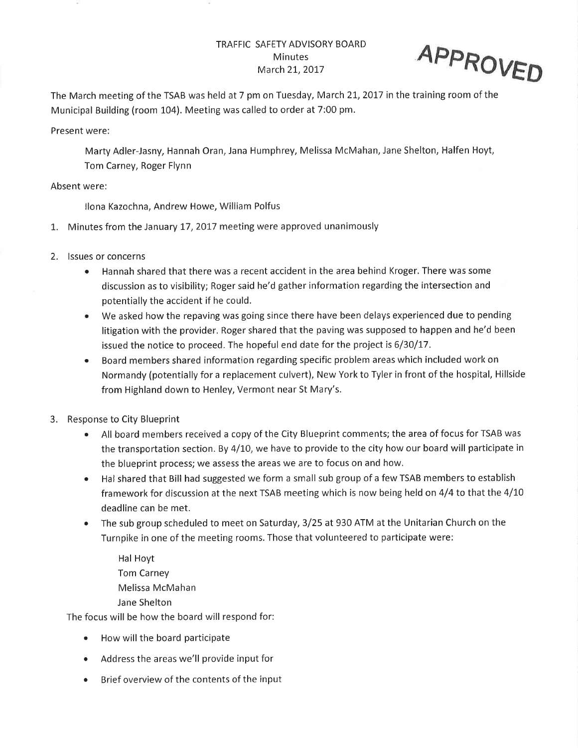# TRAFFIC SAFETY ADVISORY BOARD
## Minutes
## March 21, 2017

**APPROVED**

The March meeting of the TSAB was held at 7 pm on Tuesday, March 21, 2017 in the training room of the Municipal Building (room 104). Meeting was called to order at 7:00 pm.

Present were:

> Marty Adler-Jasny, Hannah Oran, Jana Humphrey, Melissa McMahan, Jane Shelton, Halfen Hoyt, Tom Carney, Roger Flynn

Absent were:

> Ilona Kazochna, Andrew Howe, William Polfus

1. Minutes from the January 17, 2017 meeting were approved unanimously

2. Issues or concerns
   - Hannah shared that there was a recent accident in the area behind Kroger. There was some discussion as to visibility; Roger said he'd gather information regarding the intersection and potentially the accident if he could.
   - We asked how the repaving was going since there have been delays experienced due to pending litigation with the provider. Roger shared that the paving was supposed to happen and he'd been issued the notice to proceed. The hopeful end date for the project is 6/30/17.
   - Board members shared information regarding specific problem areas which included work on Normandy (potentially for a replacement culvert), New York to Tyler in front of the hospital, Hillside from Highland down to Henley, Vermont near St Mary's.

3. Response to City Blueprint
   - All board members received a copy of the City Blueprint comments; the area of focus for TSAB was the transportation section. By 4/10, we have to provide to the city how our board will participate in the blueprint process; we assess the areas we are to focus on and how.
   - Hal shared that Bill had suggested we form a small sub group of a few TSAB members to establish framework for discussion at the next TSAB meeting which is now being held on 4/4 to that the 4/10 deadline can be met.
   - The sub group scheduled to meet on Saturday, 3/25 at 930 ATM at the Unitarian Church on the Turnpike in one of the meeting rooms. Those that volunteered to participate were:

     Hal Hoyt
     Tom Carney
     Melissa McMahan
     Jane Shelton

   The focus will be how the board will respond for:

   - How will the board participate
   - Address the areas we'll provide input for
   - Brief overview of the contents of the input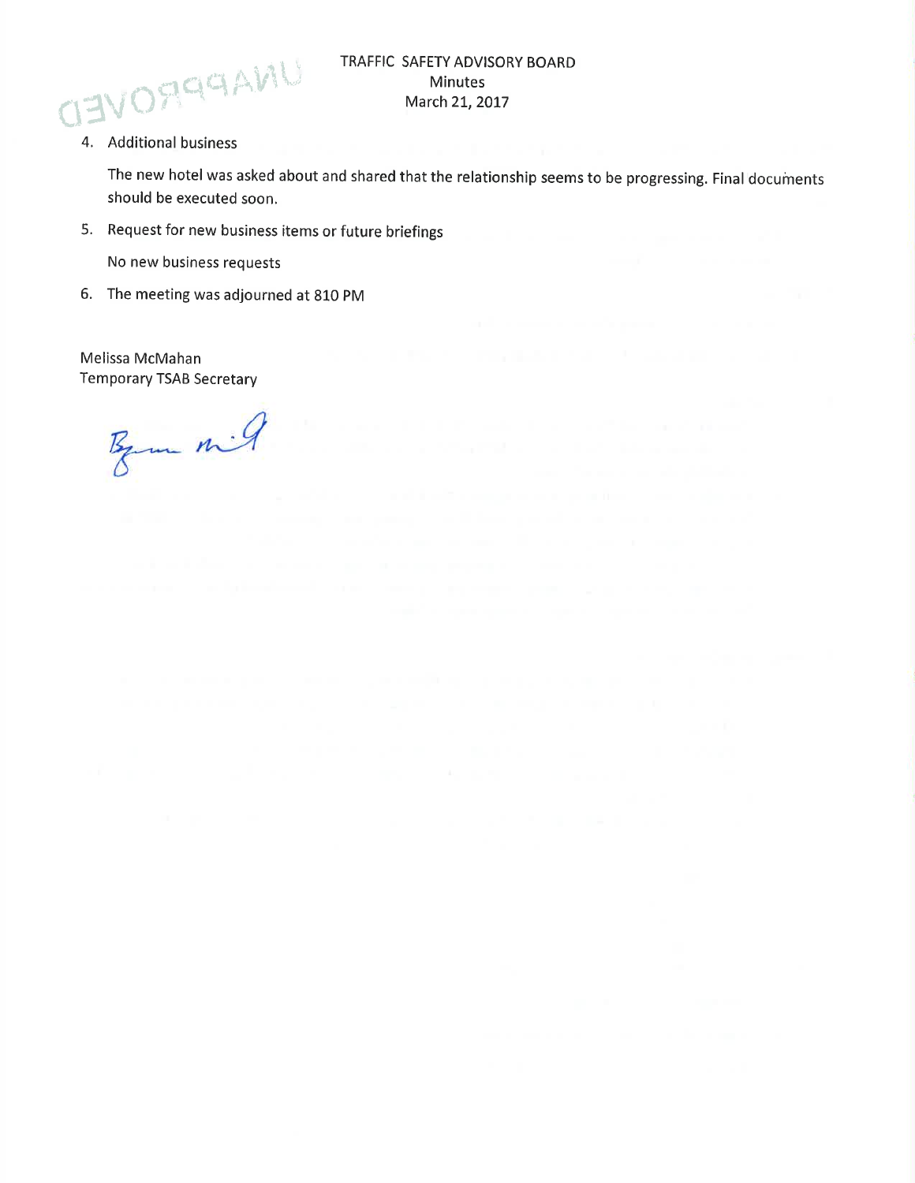UNAPPROVED

TRAFFIC SAFETY ADVISORY BOARD
Minutes
March 21, 2017

4. Additional business

   The new hotel was asked about and shared that the relationship seems to be progressing. Final documents should be executed soon.

5. Request for new business items or future briefings

   No new business requests

6. The meeting was adjourned at 810 PM

Melissa McMahan
Temporary TSAB Secretary